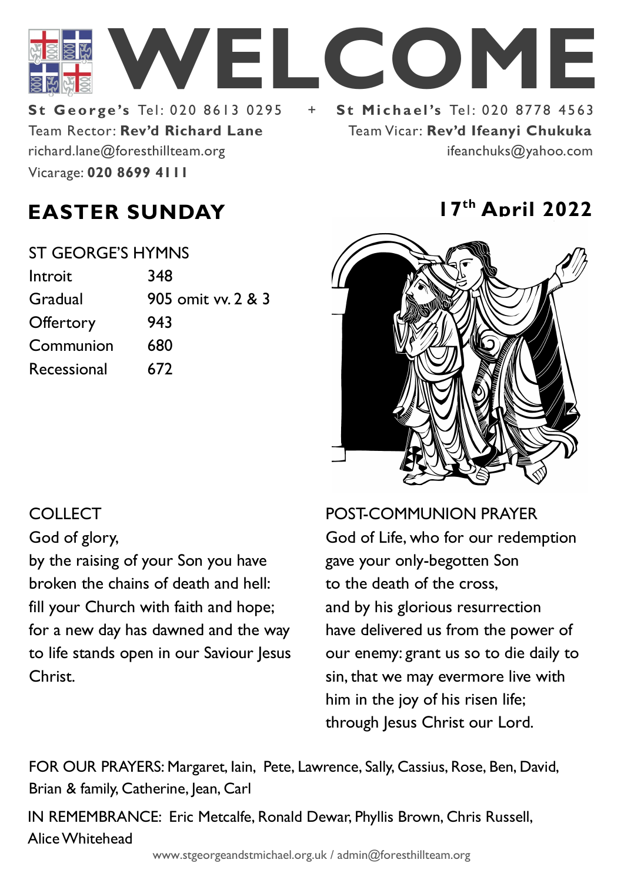# WELCOME

**St George's** Tel: 020 8613 0295 + **St Michael's** Tel: 020 8778 4563

Team Rector: **Rev'd Richard Lane**
richard.lane@foresthillteam.org
Vicarage: **020 8699 4111**

Team Vicar: **Rev'd Ifeanyi Chukuka**
ifeanchuks@yahoo.com

## EASTER SUNDAY

**17th April 2022**

ST GEORGE'S HYMNS

| | |
|---|---|
| Introit | 348 |
| Gradual | 905 omit vv. 2 & 3 |
| Offertory | 943 |
| Communion | 680 |
| Recessional | 672 |

COLLECT

God of glory,
by the raising of your Son you have broken the chains of death and hell:
fill your Church with faith and hope;
for a new day has dawned and the way to life stands open in our Saviour Jesus Christ.

POST-COMMUNION PRAYER

God of Life, who for our redemption
gave your only-begotten Son
to the death of the cross,
and by his glorious resurrection
have delivered us from the power of our enemy: grant us so to die daily to sin, that we may evermore live with him in the joy of his risen life;
through Jesus Christ our Lord.

FOR OUR PRAYERS: Margaret, Iain, Pete, Lawrence, Sally, Cassius, Rose, Ben, David, Brian & family, Catherine, Jean, Carl

IN REMEMBRANCE: Eric Metcalfe, Ronald Dewar, Phyllis Brown, Chris Russell, Alice Whitehead

www.stgeorgeandstmichael.org.uk / admin@foresthillteam.org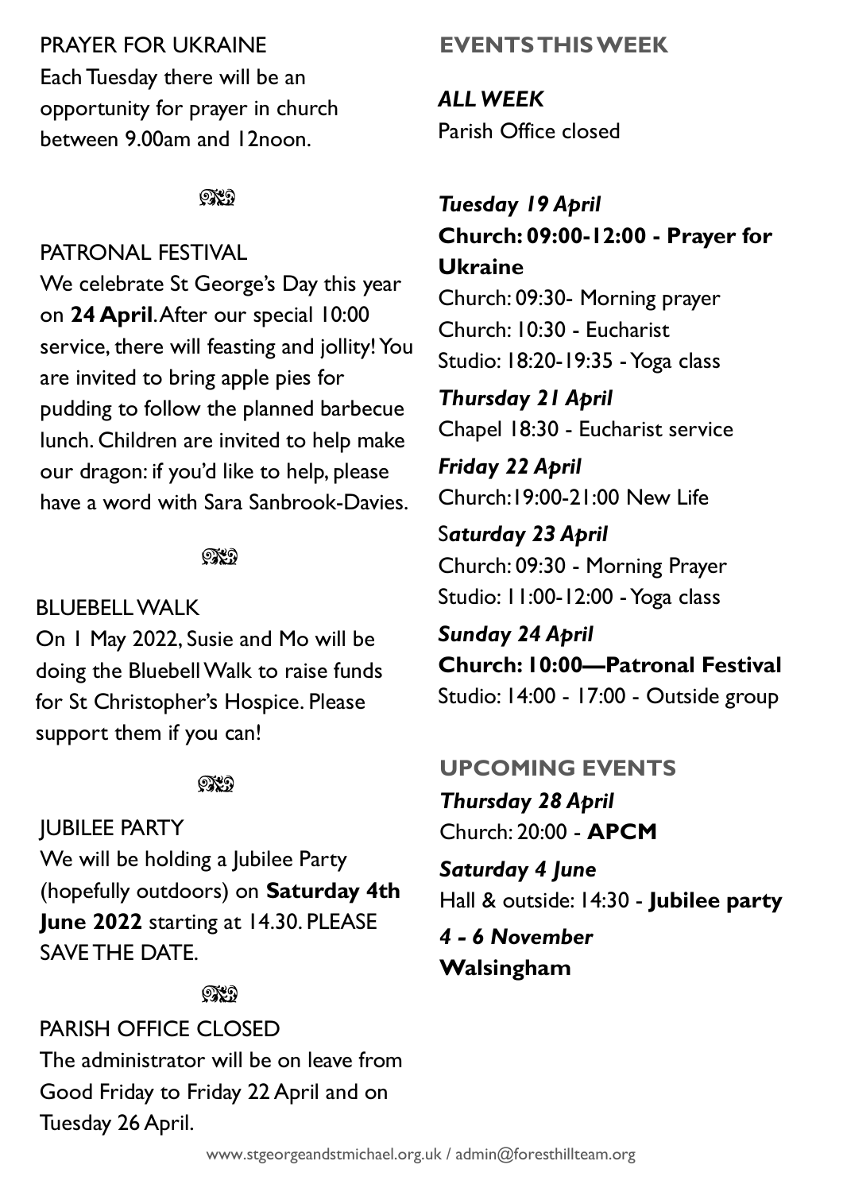PRAYER FOR UKRAINE

Each Tuesday there will be an opportunity for prayer in church between 9.00am and 12noon.

PATRONAL FESTIVAL

We celebrate St George's Day this year on **24 April**. After our special 10:00 service, there will feasting and jollity! You are invited to bring apple pies for pudding to follow the planned barbecue lunch. Children are invited to help make our dragon: if you'd like to help, please have a word with Sara Sanbrook-Davies.

BLUEBELL WALK

On 1 May 2022, Susie and Mo will be doing the Bluebell Walk to raise funds for St Christopher's Hospice. Please support them if you can!

JUBILEE PARTY

We will be holding a Jubilee Party (hopefully outdoors) on **Saturday 4th June 2022** starting at 14.30. PLEASE SAVE THE DATE.

PARISH OFFICE CLOSED

The administrator will be on leave from Good Friday to Friday 22 April and on Tuesday 26 April.

## EVENTS THIS WEEK

***ALL WEEK***
Parish Office closed

***Tuesday 19 April***
**Church: 09:00-12:00 - Prayer for Ukraine**
Church: 09:30- Morning prayer
Church: 10:30 - Eucharist
Studio: 18:20-19:35 - Yoga class

***Thursday 21 April***
Chapel 18:30 - Eucharist service

***Friday 22 April***
Church:19:00-21:00 New Life

***Saturday 23 April***
Church: 09:30 - Morning Prayer
Studio: 11:00-12:00 - Yoga class

***Sunday 24 April***
**Church: 10:00—Patronal Festival**
Studio: 14:00 - 17:00 - Outside group

## UPCOMING EVENTS

***Thursday 28 April***
Church: 20:00 - **APCM**

***Saturday 4 June***
Hall & outside: 14:30 - **Jubilee party**

***4 - 6 November***
**Walsingham**

www.stgeorgeandstmichael.org.uk / admin@foresthillteam.org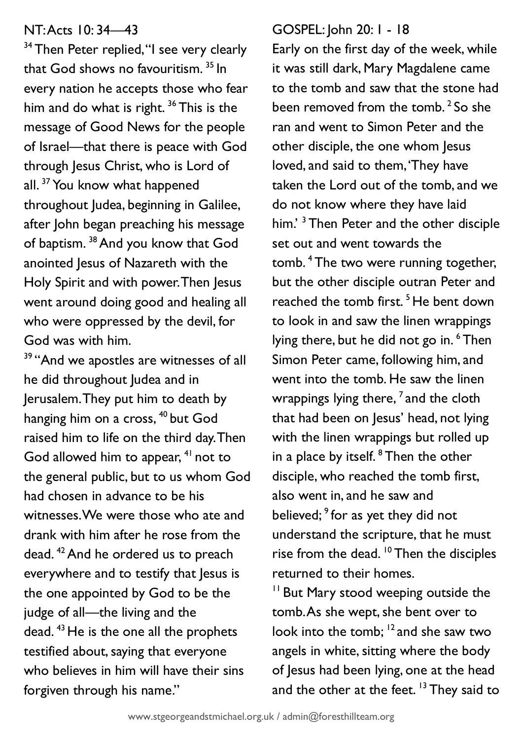NT: Acts 10: 34—43

[34] Then Peter replied, "I see very clearly that God shows no favouritism. [35] In every nation he accepts those who fear him and do what is right. [36] This is the message of Good News for the people of Israel—that there is peace with God through Jesus Christ, who is Lord of all. [37] You know what happened throughout Judea, beginning in Galilee, after John began preaching his message of baptism. [38] And you know that God anointed Jesus of Nazareth with the Holy Spirit and with power. Then Jesus went around doing good and healing all who were oppressed by the devil, for God was with him.

[39] "And we apostles are witnesses of all he did throughout Judea and in Jerusalem. They put him to death by hanging him on a cross, [40] but God raised him to life on the third day. Then God allowed him to appear, [41] not to the general public, but to us whom God had chosen in advance to be his witnesses. We were those who ate and drank with him after he rose from the dead. [42] And he ordered us to preach everywhere and to testify that Jesus is the one appointed by God to be the judge of all—the living and the dead. [43] He is the one all the prophets testified about, saying that everyone who believes in him will have their sins forgiven through his name."

GOSPEL: John 20: 1 - 18

Early on the first day of the week, while it was still dark, Mary Magdalene came to the tomb and saw that the stone had been removed from the tomb. [2] So she ran and went to Simon Peter and the other disciple, the one whom Jesus loved, and said to them, 'They have taken the Lord out of the tomb, and we do not know where they have laid him.' [3] Then Peter and the other disciple set out and went towards the tomb. [4] The two were running together, but the other disciple outran Peter and reached the tomb first. [5] He bent down to look in and saw the linen wrappings lying there, but he did not go in. [6] Then Simon Peter came, following him, and went into the tomb. He saw the linen wrappings lying there, [7] and the cloth that had been on Jesus' head, not lying with the linen wrappings but rolled up in a place by itself. [8] Then the other disciple, who reached the tomb first, also went in, and he saw and believed; [9] for as yet they did not understand the scripture, that he must rise from the dead. [10] Then the disciples returned to their homes.

[11] But Mary stood weeping outside the tomb. As she wept, she bent over to look into the tomb; [12] and she saw two angels in white, sitting where the body of Jesus had been lying, one at the head and the other at the feet. [13] They said to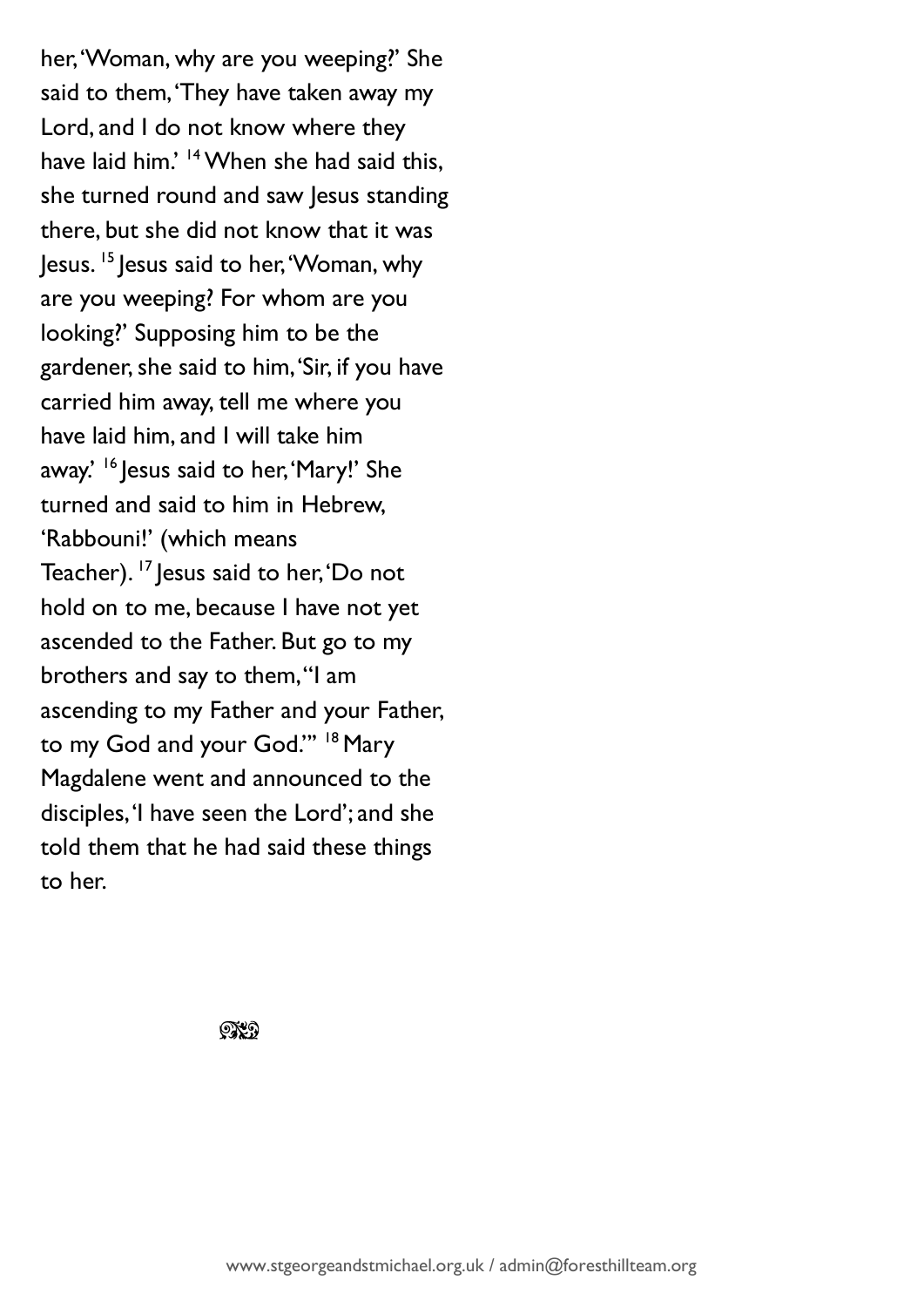her, 'Woman, why are you weeping?' She said to them, 'They have taken away my Lord, and I do not know where they have laid him.' [14] When she had said this, she turned round and saw Jesus standing there, but she did not know that it was Jesus. [15] Jesus said to her, 'Woman, why are you weeping? For whom are you looking?' Supposing him to be the gardener, she said to him, 'Sir, if you have carried him away, tell me where you have laid him, and I will take him away.' [16] Jesus said to her, 'Mary!' She turned and said to him in Hebrew, 'Rabbouni!' (which means Teacher). [17] Jesus said to her, 'Do not hold on to me, because I have not yet ascended to the Father. But go to my brothers and say to them, "I am ascending to my Father and your Father, to my God and your God."' [18] Mary Magdalene went and announced to the disciples, 'I have seen the Lord'; and she told them that he had said these things to her.

www.stgeorgeandstmichael.org.uk / admin@foresthillteam.org